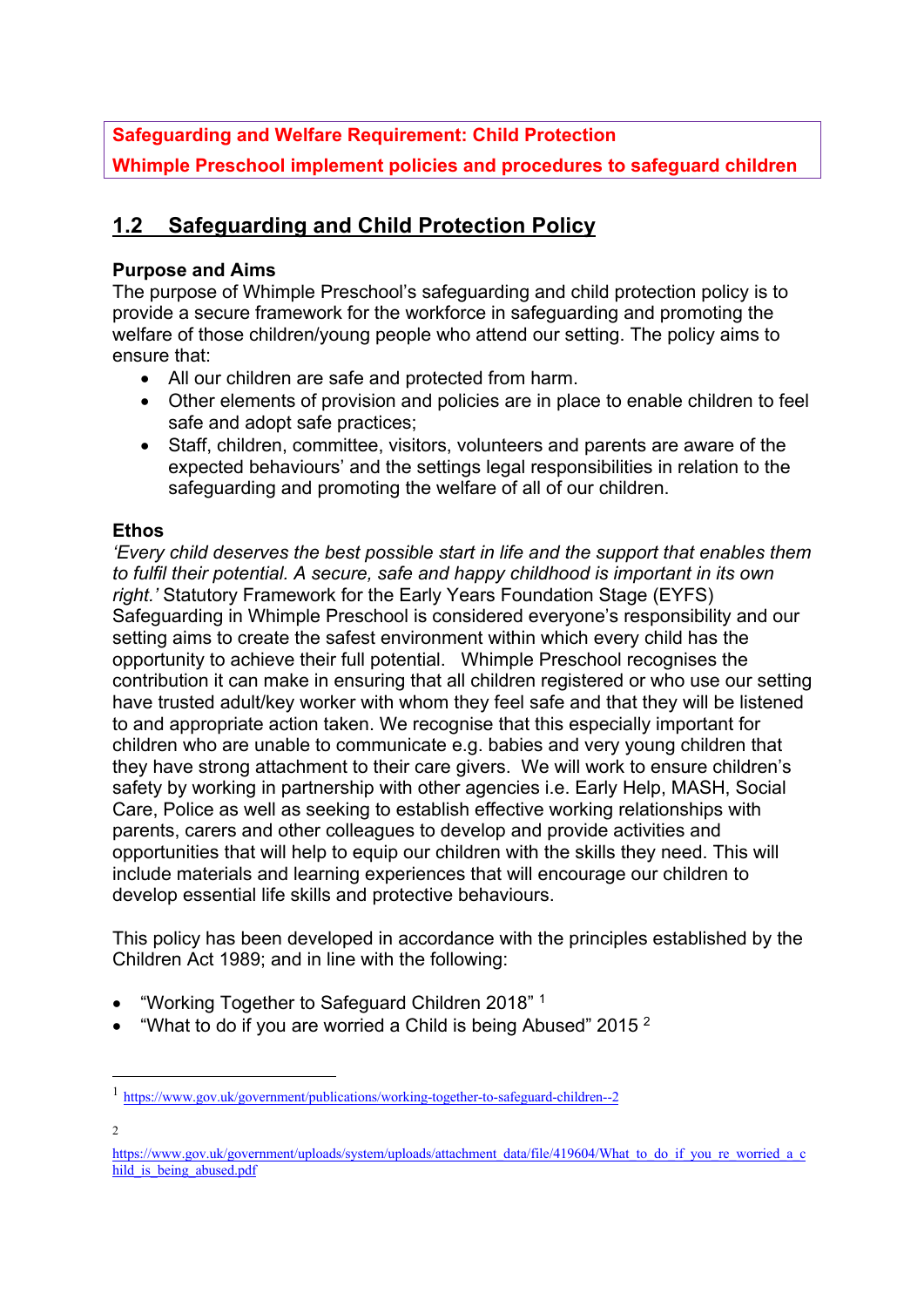**Safeguarding and Welfare Requirement: Child Protection**

**Whimple Preschool implement policies and procedures to safeguard children**

## 1.2 Safeguarding and Child Protection Policy

**Purpose and Aims**

The purpose of Whimple Preschool's safeguarding and child protection policy is to provide a secure framework for the workforce in safeguarding and promoting the welfare of those children/young people who attend our setting. The policy aims to ensure that:

- All our children are safe and protected from harm.
- Other elements of provision and policies are in place to enable children to feel safe and adopt safe practices;
- Staff, children, committee, visitors, volunteers and parents are aware of the expected behaviours' and the settings legal responsibilities in relation to the safeguarding and promoting the welfare of all of our children.

**Ethos**

*'Every child deserves the best possible start in life and the support that enables them to fulfil their potential. A secure, safe and happy childhood is important in its own right.'* Statutory Framework for the Early Years Foundation Stage (EYFS)
Safeguarding in Whimple Preschool is considered everyone's responsibility and our setting aims to create the safest environment within which every child has the opportunity to achieve their full potential. Whimple Preschool recognises the contribution it can make in ensuring that all children registered or who use our setting have trusted adult/key worker with whom they feel safe and that they will be listened to and appropriate action taken. We recognise that this especially important for children who are unable to communicate e.g. babies and very young children that they have strong attachment to their care givers. We will work to ensure children's safety by working in partnership with other agencies i.e. Early Help, MASH, Social Care, Police as well as seeking to establish effective working relationships with parents, carers and other colleagues to develop and provide activities and opportunities that will help to equip our children with the skills they need. This will include materials and learning experiences that will encourage our children to develop essential life skills and protective behaviours.

This policy has been developed in accordance with the principles established by the Children Act 1989; and in line with the following:

- "Working Together to Safeguard Children 2018" [1]
- "What to do if you are worried a Child is being Abused" 2015 [2]

---

[1] https://www.gov.uk/government/publications/working-together-to-safeguard-children--2

[2] https://www.gov.uk/government/uploads/system/uploads/attachment_data/file/419604/What_to_do_if_you_re_worried_a_child_is_being_abused.pdf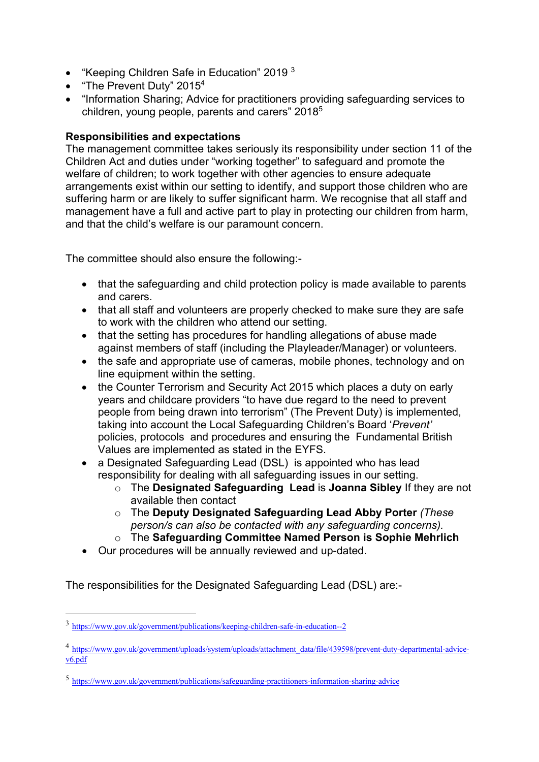- "Keeping Children Safe in Education" 2019 [3]
- "The Prevent Duty" 2015[4]
- "Information Sharing; Advice for practitioners providing safeguarding services to children, young people, parents and carers" 2018[5]

**Responsibilities and expectations**

The management committee takes seriously its responsibility under section 11 of the Children Act and duties under "working together" to safeguard and promote the welfare of children; to work together with other agencies to ensure adequate arrangements exist within our setting to identify, and support those children who are suffering harm or are likely to suffer significant harm. We recognise that all staff and management have a full and active part to play in protecting our children from harm, and that the child's welfare is our paramount concern.

The committee should also ensure the following:-

- that the safeguarding and child protection policy is made available to parents and carers.
- that all staff and volunteers are properly checked to make sure they are safe to work with the children who attend our setting.
- that the setting has procedures for handling allegations of abuse made against members of staff (including the Playleader/Manager) or volunteers.
- the safe and appropriate use of cameras, mobile phones, technology and on line equipment within the setting.
- the Counter Terrorism and Security Act 2015 which places a duty on early years and childcare providers "to have due regard to the need to prevent people from being drawn into terrorism" (The Prevent Duty) is implemented, taking into account the Local Safeguarding Children's Board '*Prevent'* policies, protocols and procedures and ensuring the Fundamental British Values are implemented as stated in the EYFS.
- a Designated Safeguarding Lead (DSL) is appointed who has lead responsibility for dealing with all safeguarding issues in our setting.
  - The **Designated Safeguarding Lead** is **Joanna Sibley** If they are not available then contact
  - The **Deputy Designated Safeguarding Lead Abby Porter** *(These person/s can also be contacted with any safeguarding concerns).*
  - The **Safeguarding Committee Named Person is Sophie Mehrlich**
- Our procedures will be annually reviewed and up-dated.

The responsibilities for the Designated Safeguarding Lead (DSL) are:-

---

[3] https://www.gov.uk/government/publications/keeping-children-safe-in-education--2

[4] https://www.gov.uk/government/uploads/system/uploads/attachment_data/file/439598/prevent-duty-departmental-advice-v6.pdf

[5] https://www.gov.uk/government/publications/safeguarding-practitioners-information-sharing-advice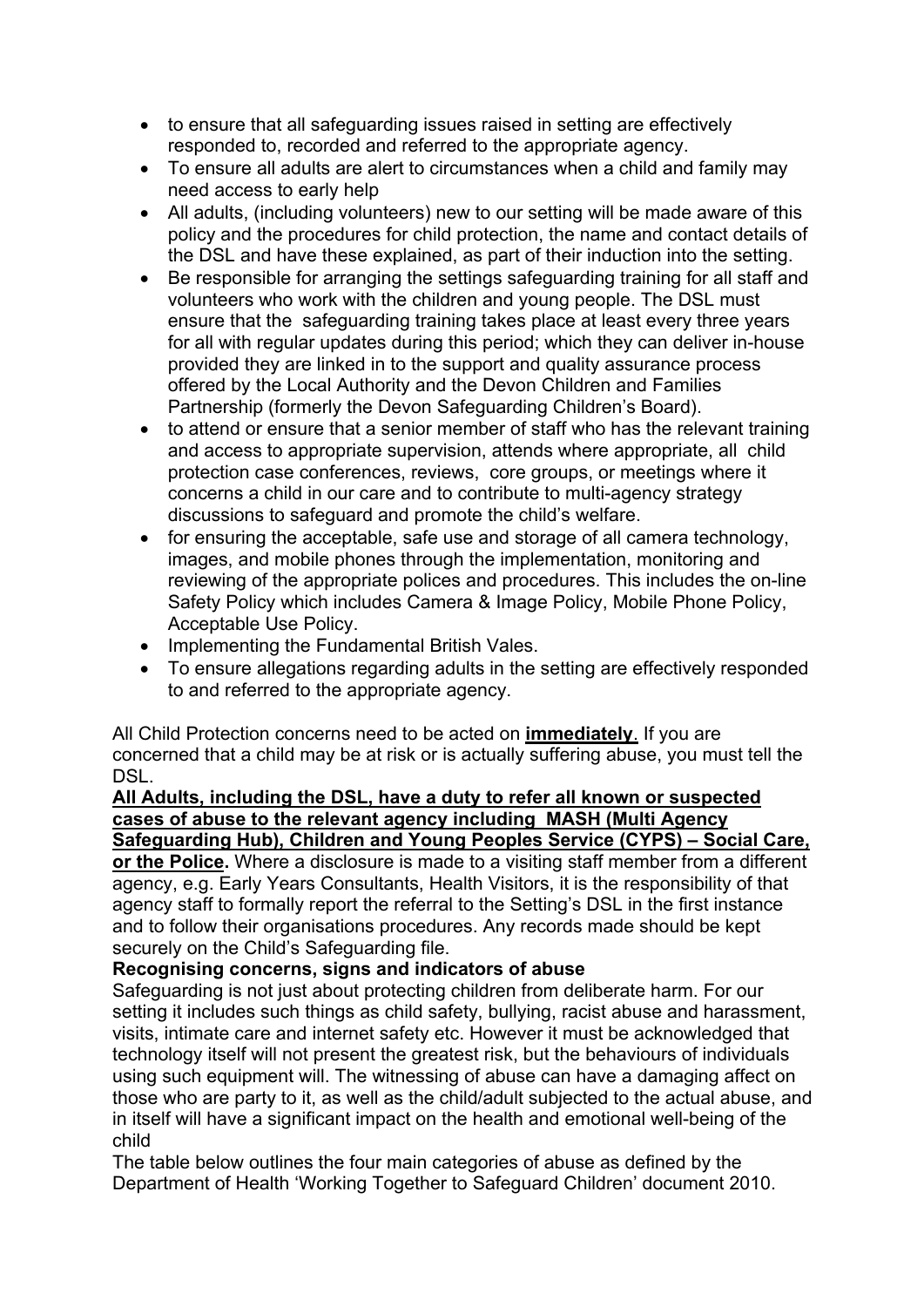- to ensure that all safeguarding issues raised in setting are effectively responded to, recorded and referred to the appropriate agency.
- To ensure all adults are alert to circumstances when a child and family may need access to early help
- All adults, (including volunteers) new to our setting will be made aware of this policy and the procedures for child protection, the name and contact details of the DSL and have these explained, as part of their induction into the setting.
- Be responsible for arranging the settings safeguarding training for all staff and volunteers who work with the children and young people. The DSL must ensure that the safeguarding training takes place at least every three years for all with regular updates during this period; which they can deliver in-house provided they are linked in to the support and quality assurance process offered by the Local Authority and the Devon Children and Families Partnership (formerly the Devon Safeguarding Children's Board).
- to attend or ensure that a senior member of staff who has the relevant training and access to appropriate supervision, attends where appropriate, all child protection case conferences, reviews, core groups, or meetings where it concerns a child in our care and to contribute to multi-agency strategy discussions to safeguard and promote the child's welfare.
- for ensuring the acceptable, safe use and storage of all camera technology, images, and mobile phones through the implementation, monitoring and reviewing of the appropriate polices and procedures. This includes the on-line Safety Policy which includes Camera & Image Policy, Mobile Phone Policy, Acceptable Use Policy.
- Implementing the Fundamental British Vales.
- To ensure allegations regarding adults in the setting are effectively responded to and referred to the appropriate agency.

All Child Protection concerns need to be acted on **immediately**. If you are concerned that a child may be at risk or is actually suffering abuse, you must tell the DSL.

**All Adults, including the DSL, have a duty to refer all known or suspected cases of abuse to the relevant agency including MASH (Multi Agency Safeguarding Hub), Children and Young Peoples Service (CYPS) – Social Care, or the Police.** Where a disclosure is made to a visiting staff member from a different agency, e.g. Early Years Consultants, Health Visitors, it is the responsibility of that agency staff to formally report the referral to the Setting's DSL in the first instance and to follow their organisations procedures. Any records made should be kept securely on the Child's Safeguarding file.

**Recognising concerns, signs and indicators of abuse**

Safeguarding is not just about protecting children from deliberate harm. For our setting it includes such things as child safety, bullying, racist abuse and harassment, visits, intimate care and internet safety etc. However it must be acknowledged that technology itself will not present the greatest risk, but the behaviours of individuals using such equipment will. The witnessing of abuse can have a damaging affect on those who are party to it, as well as the child/adult subjected to the actual abuse, and in itself will have a significant impact on the health and emotional well-being of the child

The table below outlines the four main categories of abuse as defined by the Department of Health 'Working Together to Safeguard Children' document 2010.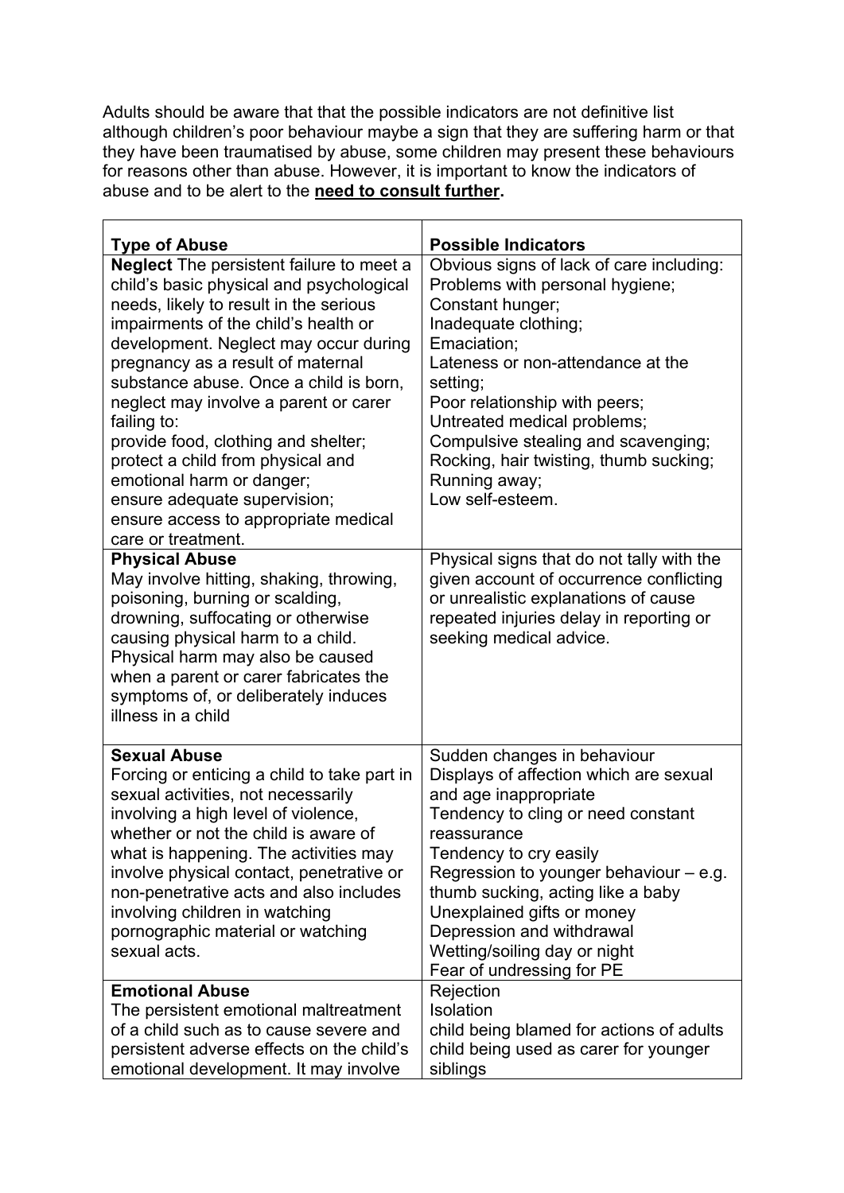Adults should be aware that that the possible indicators are not definitive list although children's poor behaviour maybe a sign that they are suffering harm or that they have been traumatised by abuse, some children may present these behaviours for reasons other than abuse. However, it is important to know the indicators of abuse and to be alert to the **need to consult further.**

| **Type of Abuse** | **Possible Indicators** |
|---|---|
| **Neglect** The persistent failure to meet a child's basic physical and psychological needs, likely to result in the serious impairments of the child's health or development. Neglect may occur during pregnancy as a result of maternal substance abuse. Once a child is born, neglect may involve a parent or carer failing to:<br>provide food, clothing and shelter;<br>protect a child from physical and emotional harm or danger;<br>ensure adequate supervision;<br>ensure access to appropriate medical care or treatment. | Obvious signs of lack of care including:<br>Problems with personal hygiene;<br>Constant hunger;<br>Inadequate clothing;<br>Emaciation;<br>Lateness or non-attendance at the setting;<br>Poor relationship with peers;<br>Untreated medical problems;<br>Compulsive stealing and scavenging;<br>Rocking, hair twisting, thumb sucking;<br>Running away;<br>Low self-esteem. |
| **Physical Abuse**<br>May involve hitting, shaking, throwing, poisoning, burning or scalding, drowning, suffocating or otherwise causing physical harm to a child. Physical harm may also be caused when a parent or carer fabricates the symptoms of, or deliberately induces illness in a child | Physical signs that do not tally with the given account of occurrence conflicting or unrealistic explanations of cause repeated injuries delay in reporting or seeking medical advice. |
| **Sexual Abuse**<br>Forcing or enticing a child to take part in sexual activities, not necessarily involving a high level of violence, whether or not the child is aware of what is happening. The activities may involve physical contact, penetrative or non-penetrative acts and also includes involving children in watching pornographic material or watching sexual acts. | Sudden changes in behaviour<br>Displays of affection which are sexual and age inappropriate<br>Tendency to cling or need constant reassurance<br>Tendency to cry easily<br>Regression to younger behaviour – e.g. thumb sucking, acting like a baby<br>Unexplained gifts or money<br>Depression and withdrawal<br>Wetting/soiling day or night<br>Fear of undressing for PE |
| **Emotional Abuse**<br>The persistent emotional maltreatment of a child such as to cause severe and persistent adverse effects on the child's emotional development. It may involve | Rejection<br>Isolation<br>child being blamed for actions of adults<br>child being used as carer for younger siblings |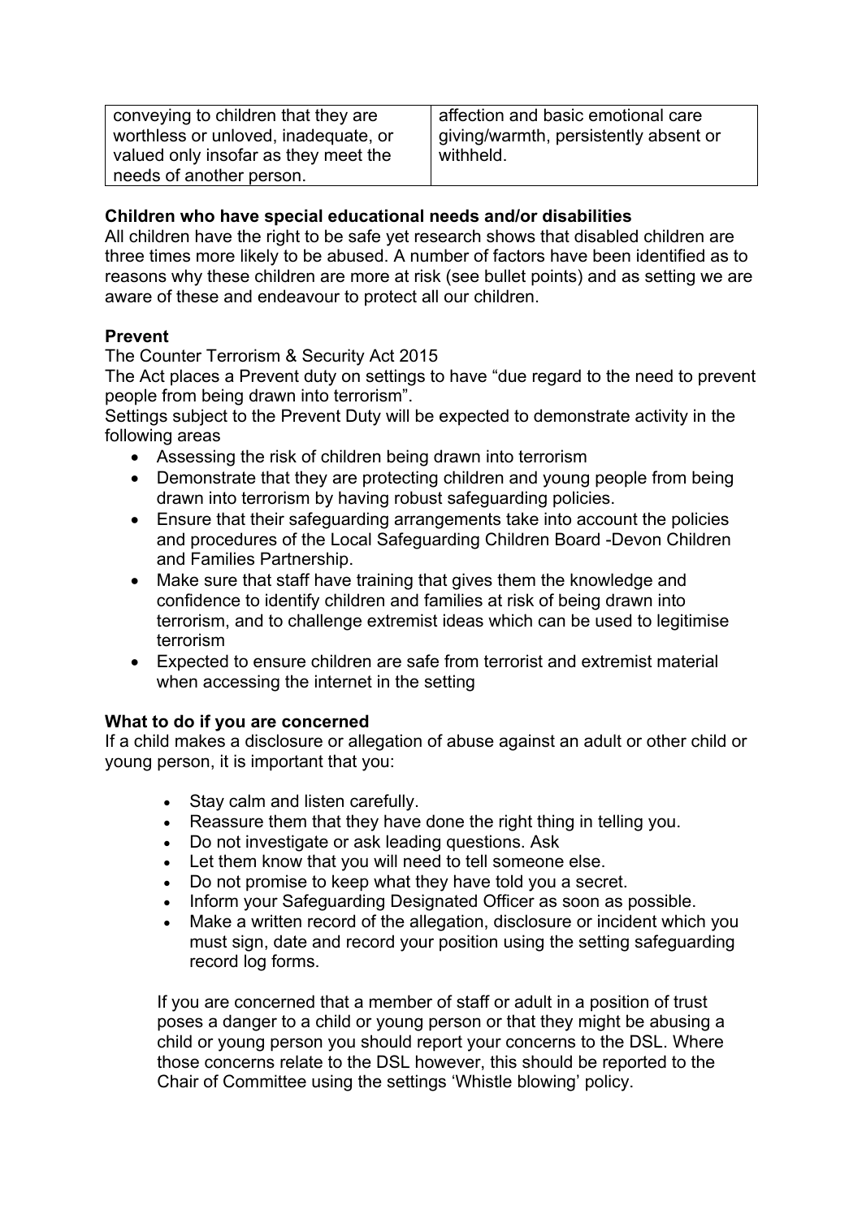| conveying to children that they are worthless or unloved, inadequate, or valued only insofar as they meet the needs of another person. | affection and basic emotional care giving/warmth, persistently absent or withheld. |
|---|---|

**Children who have special educational needs and/or disabilities**
All children have the right to be safe yet research shows that disabled children are three times more likely to be abused. A number of factors have been identified as to reasons why these children are more at risk (see bullet points) and as setting we are aware of these and endeavour to protect all our children.

**Prevent**
The Counter Terrorism & Security Act 2015
The Act places a Prevent duty on settings to have "due regard to the need to prevent people from being drawn into terrorism".
Settings subject to the Prevent Duty will be expected to demonstrate activity in the following areas

- Assessing the risk of children being drawn into terrorism
- Demonstrate that they are protecting children and young people from being drawn into terrorism by having robust safeguarding policies.
- Ensure that their safeguarding arrangements take into account the policies and procedures of the Local Safeguarding Children Board -Devon Children and Families Partnership.
- Make sure that staff have training that gives them the knowledge and confidence to identify children and families at risk of being drawn into terrorism, and to challenge extremist ideas which can be used to legitimise terrorism
- Expected to ensure children are safe from terrorist and extremist material when accessing the internet in the setting

**What to do if you are concerned**
If a child makes a disclosure or allegation of abuse against an adult or other child or young person, it is important that you:

- Stay calm and listen carefully.
- Reassure them that they have done the right thing in telling you.
- Do not investigate or ask leading questions. Ask
- Let them know that you will need to tell someone else.
- Do not promise to keep what they have told you a secret.
- Inform your Safeguarding Designated Officer as soon as possible.
- Make a written record of the allegation, disclosure or incident which you must sign, date and record your position using the setting safeguarding record log forms.

If you are concerned that a member of staff or adult in a position of trust poses a danger to a child or young person or that they might be abusing a child or young person you should report your concerns to the DSL. Where those concerns relate to the DSL however, this should be reported to the Chair of Committee using the settings 'Whistle blowing' policy.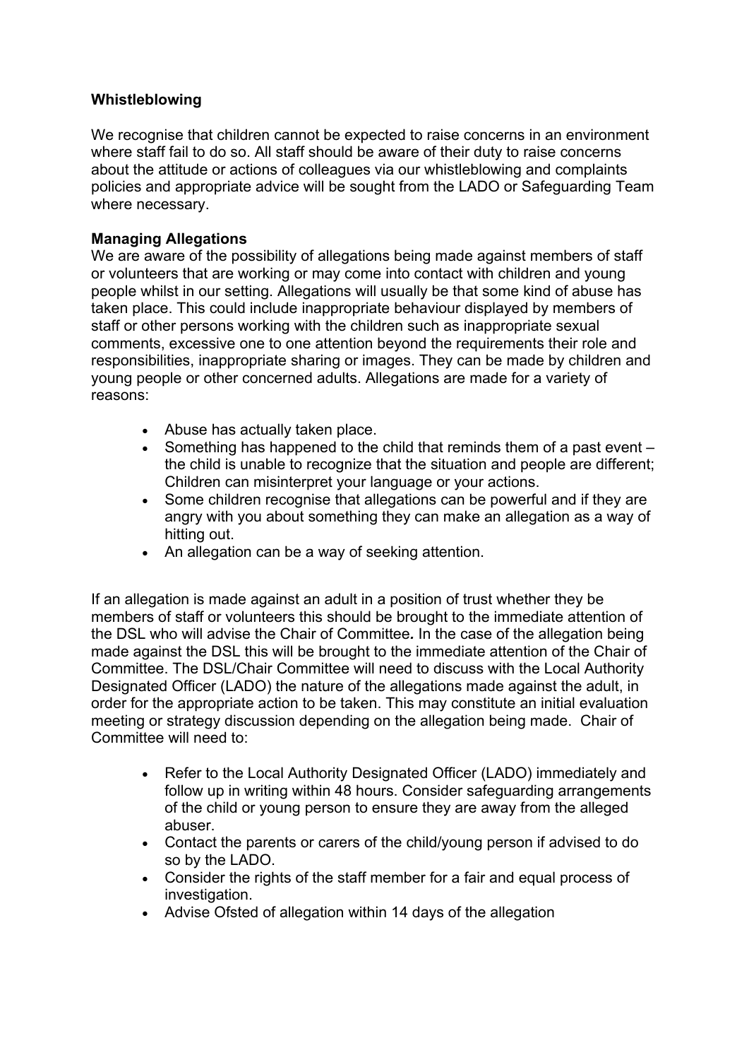**Whistleblowing**

We recognise that children cannot be expected to raise concerns in an environment where staff fail to do so. All staff should be aware of their duty to raise concerns about the attitude or actions of colleagues via our whistleblowing and complaints policies and appropriate advice will be sought from the LADO or Safeguarding Team where necessary.

**Managing Allegations**

We are aware of the possibility of allegations being made against members of staff or volunteers that are working or may come into contact with children and young people whilst in our setting. Allegations will usually be that some kind of abuse has taken place. This could include inappropriate behaviour displayed by members of staff or other persons working with the children such as inappropriate sexual comments, excessive one to one attention beyond the requirements their role and responsibilities, inappropriate sharing or images. They can be made by children and young people or other concerned adults. Allegations are made for a variety of reasons:

- Abuse has actually taken place.
- Something has happened to the child that reminds them of a past event – the child is unable to recognize that the situation and people are different; Children can misinterpret your language or your actions.
- Some children recognise that allegations can be powerful and if they are angry with you about something they can make an allegation as a way of hitting out.
- An allegation can be a way of seeking attention.

If an allegation is made against an adult in a position of trust whether they be members of staff or volunteers this should be brought to the immediate attention of the DSL who will advise the Chair of Committee*.* In the case of the allegation being made against the DSL this will be brought to the immediate attention of the Chair of Committee. The DSL/Chair Committee will need to discuss with the Local Authority Designated Officer (LADO) the nature of the allegations made against the adult, in order for the appropriate action to be taken. This may constitute an initial evaluation meeting or strategy discussion depending on the allegation being made. Chair of Committee will need to:

- Refer to the Local Authority Designated Officer (LADO) immediately and follow up in writing within 48 hours. Consider safeguarding arrangements of the child or young person to ensure they are away from the alleged abuser.
- Contact the parents or carers of the child/young person if advised to do so by the LADO.
- Consider the rights of the staff member for a fair and equal process of investigation.
- Advise Ofsted of allegation within 14 days of the allegation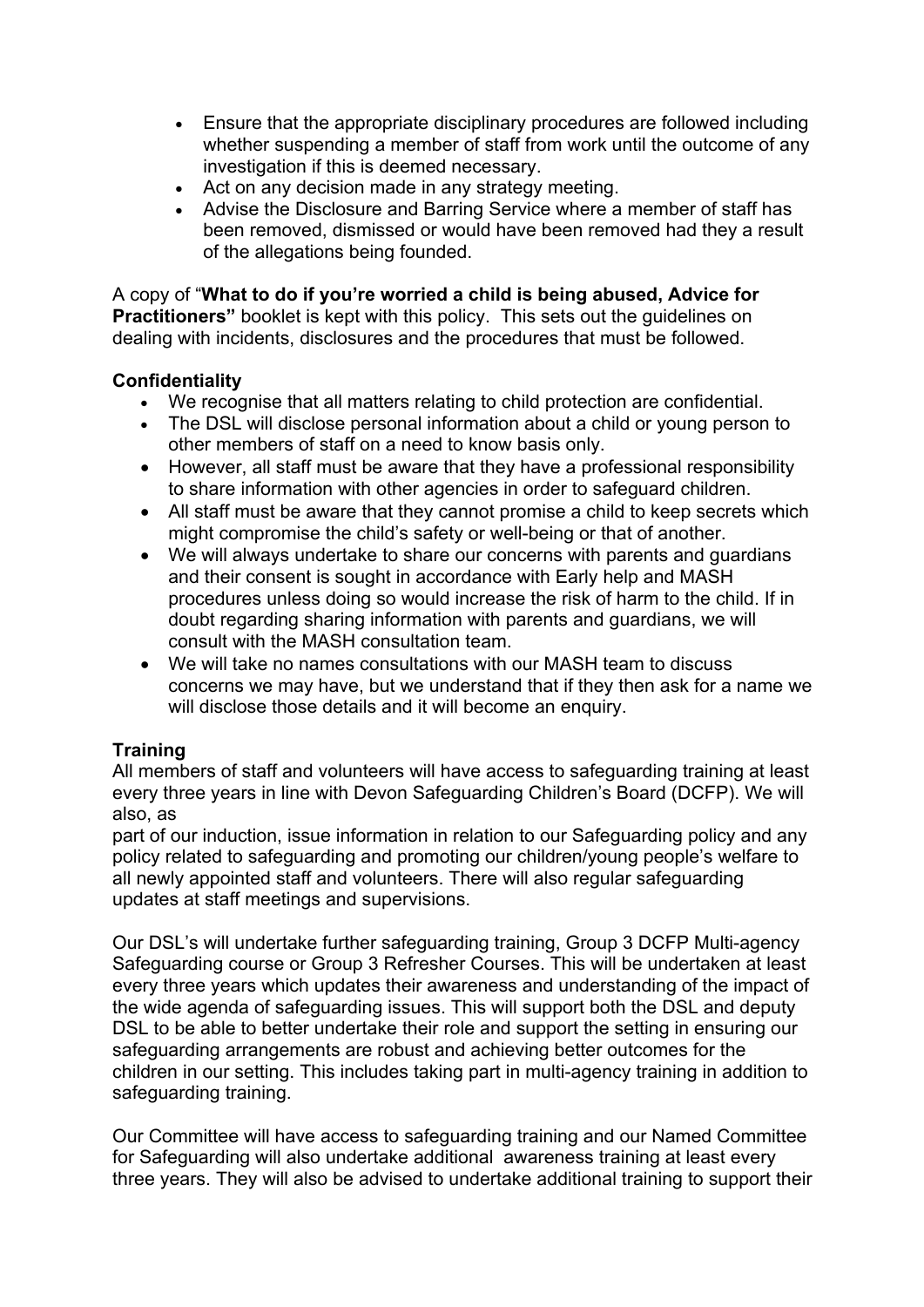- Ensure that the appropriate disciplinary procedures are followed including whether suspending a member of staff from work until the outcome of any investigation if this is deemed necessary.
- Act on any decision made in any strategy meeting.
- Advise the Disclosure and Barring Service where a member of staff has been removed, dismissed or would have been removed had they a result of the allegations being founded.

A copy of "**What to do if you're worried a child is being abused, Advice for Practitioners"** booklet is kept with this policy. This sets out the guidelines on dealing with incidents, disclosures and the procedures that must be followed.

**Confidentiality**

- We recognise that all matters relating to child protection are confidential.
- The DSL will disclose personal information about a child or young person to other members of staff on a need to know basis only.
- However, all staff must be aware that they have a professional responsibility to share information with other agencies in order to safeguard children.
- All staff must be aware that they cannot promise a child to keep secrets which might compromise the child's safety or well-being or that of another.
- We will always undertake to share our concerns with parents and guardians and their consent is sought in accordance with Early help and MASH procedures unless doing so would increase the risk of harm to the child. If in doubt regarding sharing information with parents and guardians, we will consult with the MASH consultation team.
- We will take no names consultations with our MASH team to discuss concerns we may have, but we understand that if they then ask for a name we will disclose those details and it will become an enquiry.

**Training**

All members of staff and volunteers will have access to safeguarding training at least every three years in line with Devon Safeguarding Children's Board (DCFP). We will also, as

part of our induction, issue information in relation to our Safeguarding policy and any policy related to safeguarding and promoting our children/young people's welfare to all newly appointed staff and volunteers. There will also regular safeguarding updates at staff meetings and supervisions.

Our DSL's will undertake further safeguarding training, Group 3 DCFP Multi-agency Safeguarding course or Group 3 Refresher Courses. This will be undertaken at least every three years which updates their awareness and understanding of the impact of the wide agenda of safeguarding issues. This will support both the DSL and deputy DSL to be able to better undertake their role and support the setting in ensuring our safeguarding arrangements are robust and achieving better outcomes for the children in our setting. This includes taking part in multi-agency training in addition to safeguarding training.

Our Committee will have access to safeguarding training and our Named Committee for Safeguarding will also undertake additional awareness training at least every three years. They will also be advised to undertake additional training to support their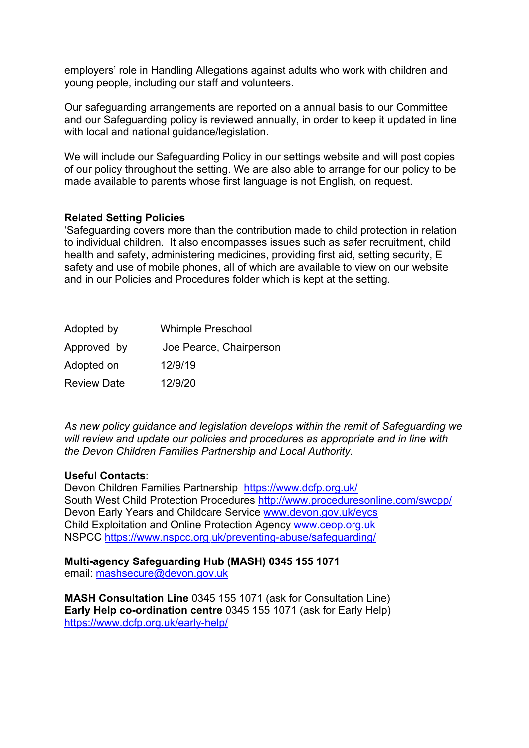employers' role in Handling Allegations against adults who work with children and young people, including our staff and volunteers.

Our safeguarding arrangements are reported on a annual basis to our Committee and our Safeguarding policy is reviewed annually, in order to keep it updated in line with local and national guidance/legislation.

We will include our Safeguarding Policy in our settings website and will post copies of our policy throughout the setting. We are also able to arrange for our policy to be made available to parents whose first language is not English, on request.

**Related Setting Policies**
'Safeguarding covers more than the contribution made to child protection in relation to individual children. It also encompasses issues such as safer recruitment, child health and safety, administering medicines, providing first aid, setting security, E safety and use of mobile phones, all of which are available to view on our website and in our Policies and Procedures folder which is kept at the setting.

| | |
|---|---|
| Adopted by | Whimple Preschool |
| Approved by | Joe Pearce, Chairperson |
| Adopted on | 12/9/19 |
| Review Date | 12/9/20 |

*As new policy guidance and legislation develops within the remit of Safeguarding we will review and update our policies and procedures as appropriate and in line with the Devon Children Families Partnership and Local Authority.*

**Useful Contacts**:
Devon Children Families Partnership https://www.dcfp.org.uk/
South West Child Protection Procedures http://www.proceduresonline.com/swcpp/
Devon Early Years and Childcare Service www.devon.gov.uk/eycs
Child Exploitation and Online Protection Agency www.ceop.org.uk
NSPCC https://www.nspcc.org.uk/preventing-abuse/safeguarding/

**Multi-agency Safeguarding Hub (MASH) 0345 155 1071**
email: mashsecure@devon.gov.uk

**MASH Consultation Line** 0345 155 1071 (ask for Consultation Line)
**Early Help co-ordination centre** 0345 155 1071 (ask for Early Help)
https://www.dcfp.org.uk/early-help/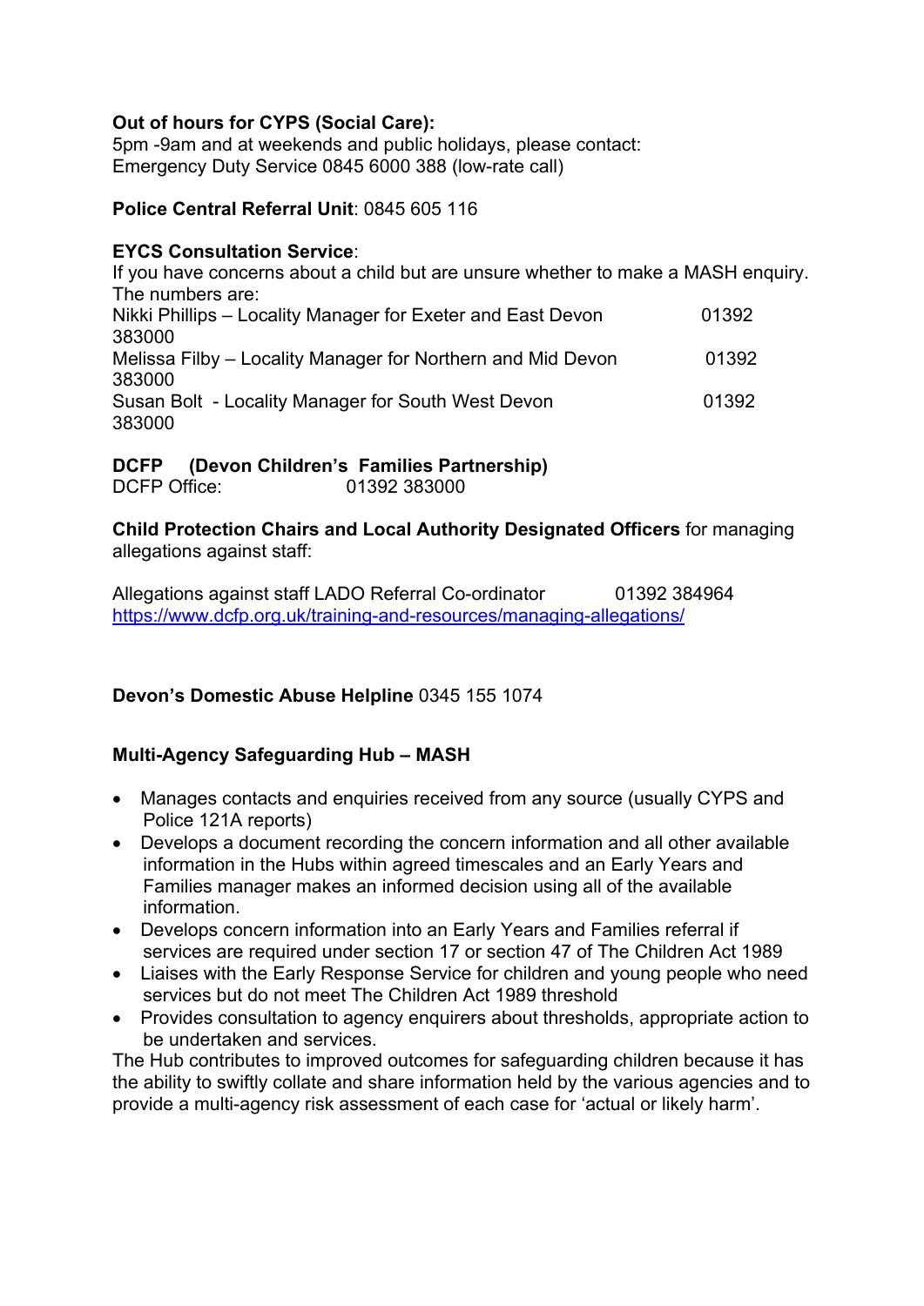**Out of hours for CYPS (Social Care):**
5pm -9am and at weekends and public holidays, please contact:
Emergency Duty Service 0845 6000 388 (low-rate call)

**Police Central Referral Unit**: 0845 605 116

**EYCS Consultation Service**:
If you have concerns about a child but are unsure whether to make a MASH enquiry. The numbers are:
Nikki Phillips – Locality Manager for Exeter and East Devon 01392 383000
Melissa Filby – Locality Manager for Northern and Mid Devon 01392 383000
Susan Bolt - Locality Manager for South West Devon 01392 383000

**DCFP (Devon Children's Families Partnership)**
DCFP Office: 01392 383000

**Child Protection Chairs and Local Authority Designated Officers** for managing allegations against staff:

Allegations against staff LADO Referral Co-ordinator 01392 384964
https://www.dcfp.org.uk/training-and-resources/managing-allegations/

**Devon's Domestic Abuse Helpline** 0345 155 1074

**Multi-Agency Safeguarding Hub – MASH**

- Manages contacts and enquiries received from any source (usually CYPS and Police 121A reports)
- Develops a document recording the concern information and all other available information in the Hubs within agreed timescales and an Early Years and Families manager makes an informed decision using all of the available information.
- Develops concern information into an Early Years and Families referral if services are required under section 17 or section 47 of The Children Act 1989
- Liaises with the Early Response Service for children and young people who need services but do not meet The Children Act 1989 threshold
- Provides consultation to agency enquirers about thresholds, appropriate action to be undertaken and services.

The Hub contributes to improved outcomes for safeguarding children because it has the ability to swiftly collate and share information held by the various agencies and to provide a multi-agency risk assessment of each case for 'actual or likely harm'.